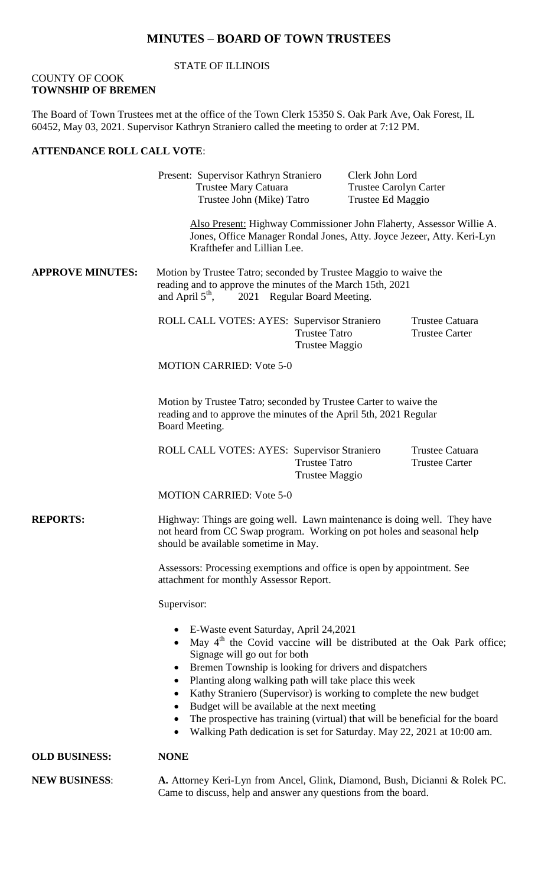# MINUTES – BOARD OF TOWN TRUSTEES

STATE OF ILLINOIS

COUNTY OF COOK
**TOWNSHIP OF BREMEN**

The Board of Town Trustees met at the office of the Town Clerk 15350 S. Oak Park Ave, Oak Forest, IL 60452, May 03, 2021. Supervisor Kathryn Straniero called the meeting to order at 7:12 PM.

**ATTENDANCE ROLL CALL VOTE**:

Present: Supervisor Kathryn Straniero — Clerk John Lord
Trustee Mary Catuara — Trustee Carolyn Carter
Trustee John (Mike) Tatro — Trustee Ed Maggio

Also Present: Highway Commissioner John Flaherty, Assessor Willie A. Jones, Office Manager Rondal Jones, Atty. Joyce Jezeer, Atty. Keri-Lyn Krafthefer and Lillian Lee.

**APPROVE MINUTES:** Motion by Trustee Tatro; seconded by Trustee Maggio to waive the reading and to approve the minutes of the March 15th, 2021 and April 5th, 2021 Regular Board Meeting.

ROLL CALL VOTES: AYES: Supervisor Straniero, Trustee Catuara, Trustee Tatro, Trustee Carter, Trustee Maggio

MOTION CARRIED: Vote 5-0

Motion by Trustee Tatro; seconded by Trustee Carter to waive the reading and to approve the minutes of the April 5th, 2021 Regular Board Meeting.

ROLL CALL VOTES: AYES: Supervisor Straniero, Trustee Catuara, Trustee Tatro, Trustee Carter, Trustee Maggio

MOTION CARRIED: Vote 5-0

**REPORTS:** Highway: Things are going well. Lawn maintenance is doing well. They have not heard from CC Swap program. Working on pot holes and seasonal help should be available sometime in May.

Assessors: Processing exemptions and office is open by appointment. See attachment for monthly Assessor Report.

Supervisor:

- E-Waste event Saturday, April 24,2021
- May 4th the Covid vaccine will be distributed at the Oak Park office; Signage will go out for both
- Bremen Township is looking for drivers and dispatchers
- Planting along walking path will take place this week
- Kathy Straniero (Supervisor) is working to complete the new budget
- Budget will be available at the next meeting
- The prospective has training (virtual) that will be beneficial for the board
- Walking Path dedication is set for Saturday. May 22, 2021 at 10:00 am.

**OLD BUSINESS:** **NONE**

**NEW BUSINESS**: **A.** Attorney Keri-Lyn from Ancel, Glink, Diamond, Bush, Dicianni & Rolek PC. Came to discuss, help and answer any questions from the board.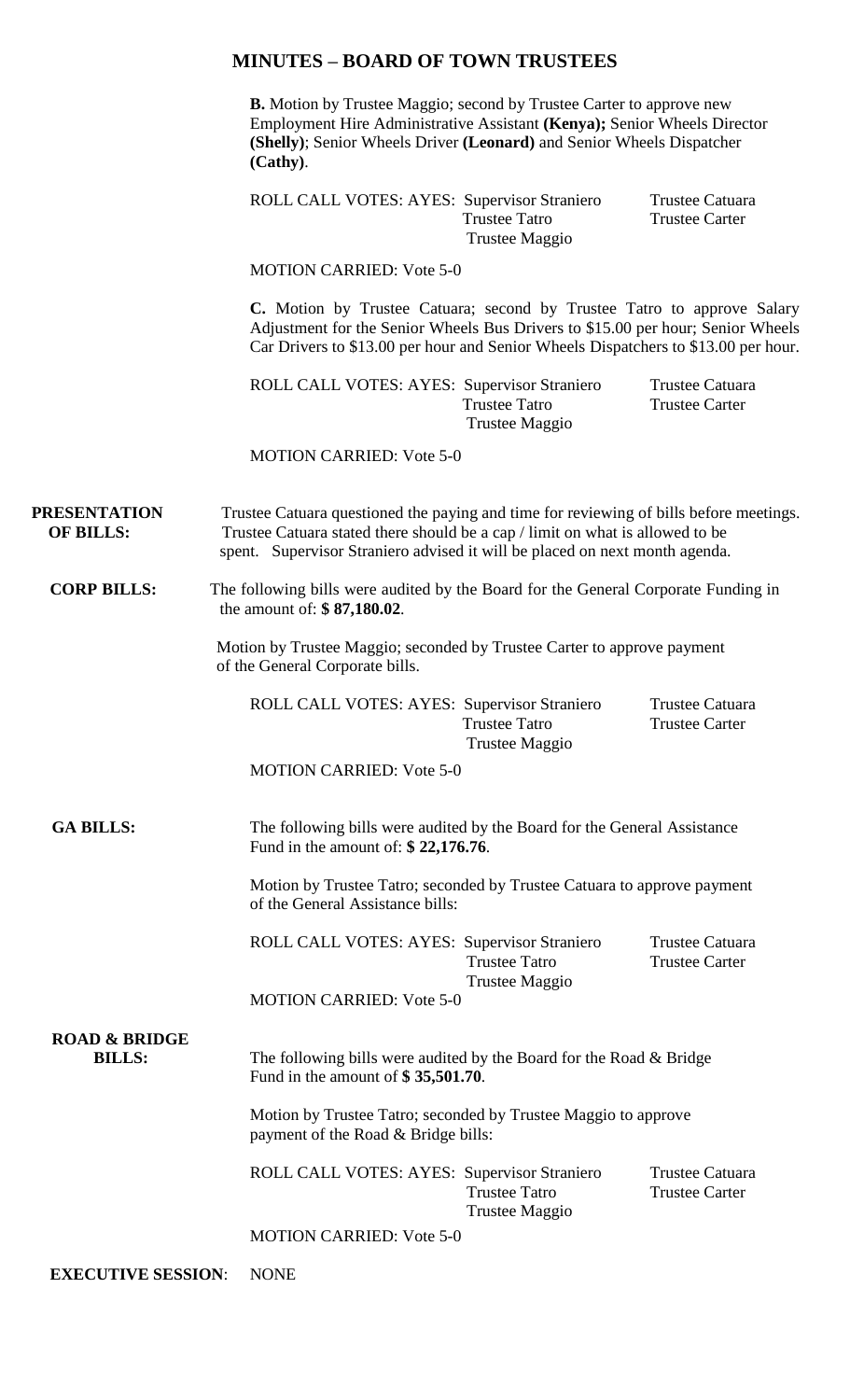## MINUTES – BOARD OF TOWN TRUSTEES

**B.** Motion by Trustee Maggio; second by Trustee Carter to approve new Employment Hire Administrative Assistant **(Kenya);** Senior Wheels Director **(Shelly)**; Senior Wheels Driver **(Leonard)** and Senior Wheels Dispatcher **(Cathy)**.

ROLL CALL VOTES: AYES: Supervisor Straniero, Trustee Catuara, Trustee Tatro, Trustee Carter, Trustee Maggio

MOTION CARRIED: Vote 5-0

**C.** Motion by Trustee Catuara; second by Trustee Tatro to approve Salary Adjustment for the Senior Wheels Bus Drivers to $15.00 per hour; Senior Wheels Car Drivers to $13.00 per hour and Senior Wheels Dispatchers to $13.00 per hour.

ROLL CALL VOTES: AYES: Supervisor Straniero, Trustee Catuara, Trustee Tatro, Trustee Carter, Trustee Maggio

MOTION CARRIED: Vote 5-0

**PRESENTATION OF BILLS:** Trustee Catuara questioned the paying and time for reviewing of bills before meetings. Trustee Catuara stated there should be a cap / limit on what is allowed to be spent. Supervisor Straniero advised it will be placed on next month agenda.

**CORP BILLS:** The following bills were audited by the Board for the General Corporate Funding in the amount of: **$ 87,180.02**.

Motion by Trustee Maggio; seconded by Trustee Carter to approve payment of the General Corporate bills.

ROLL CALL VOTES: AYES: Supervisor Straniero, Trustee Catuara, Trustee Tatro, Trustee Carter, Trustee Maggio

MOTION CARRIED: Vote 5-0

**GA BILLS:** The following bills were audited by the Board for the General Assistance Fund in the amount of: **$ 22,176.76**.

Motion by Trustee Tatro; seconded by Trustee Catuara to approve payment of the General Assistance bills:

ROLL CALL VOTES: AYES: Supervisor Straniero, Trustee Catuara, Trustee Tatro, Trustee Carter, Trustee Maggio

MOTION CARRIED: Vote 5-0

**ROAD & BRIDGE BILLS:** The following bills were audited by the Board for the Road & Bridge Fund in the amount of **$ 35,501.70**.

Motion by Trustee Tatro; seconded by Trustee Maggio to approve payment of the Road & Bridge bills:

ROLL CALL VOTES: AYES: Supervisor Straniero, Trustee Catuara, Trustee Tatro, Trustee Carter, Trustee Maggio

MOTION CARRIED: Vote 5-0

**EXECUTIVE SESSION**: NONE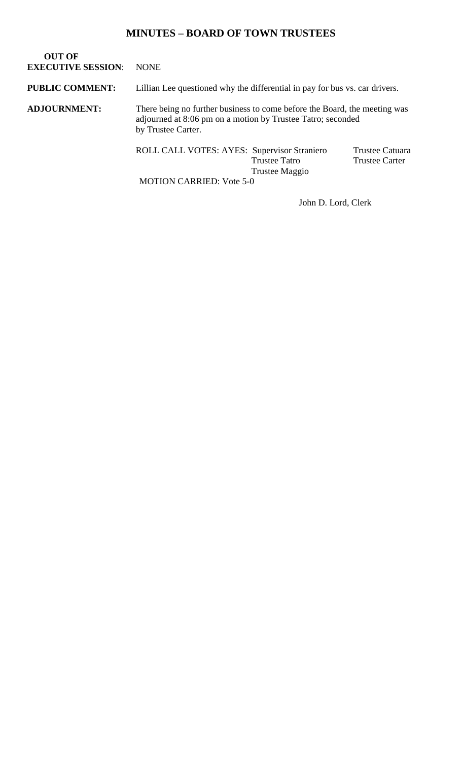# MINUTES – BOARD OF TOWN TRUSTEES

**OUT OF EXECUTIVE SESSION**: NONE

**PUBLIC COMMENT:** Lillian Lee questioned why the differential in pay for bus vs. car drivers.

**ADJOURNMENT:** There being no further business to come before the Board, the meeting was adjourned at 8:06 pm on a motion by Trustee Tatro; seconded by Trustee Carter.

ROLL CALL VOTES: AYES: Supervisor Straniero, Trustee Catuara, Trustee Tatro, Trustee Carter, Trustee Maggio

MOTION CARRIED: Vote 5-0

John D. Lord, Clerk